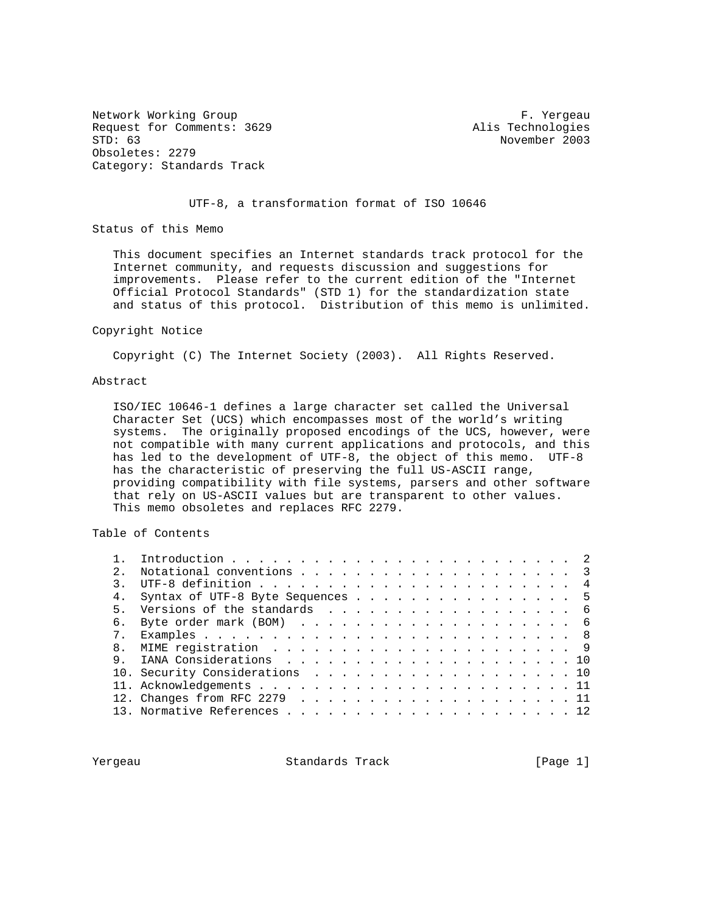Network Working Group F. Yergeau
Request for Comments: 3629 Alis Technologies
STD: 63 November 2003
Obsoletes: 2279
Category: Standards Track

# UTF-8, a transformation format of ISO 10646

## Status of this Memo

This document specifies an Internet standards track protocol for the Internet community, and requests discussion and suggestions for improvements. Please refer to the current edition of the "Internet Official Protocol Standards" (STD 1) for the standardization state and status of this protocol. Distribution of this memo is unlimited.

## Copyright Notice

Copyright (C) The Internet Society (2003). All Rights Reserved.

## Abstract

ISO/IEC 10646-1 defines a large character set called the Universal Character Set (UCS) which encompasses most of the world's writing systems. The originally proposed encodings of the UCS, however, were not compatible with many current applications and protocols, and this has led to the development of UTF-8, the object of this memo. UTF-8 has the characteristic of preserving the full US-ASCII range, providing compatibility with file systems, parsers and other software that rely on US-ASCII values but are transparent to other values. This memo obsoletes and replaces RFC 2279.

## Table of Contents

```
1.  Introduction . . . . . . . . . . . . . . . . . . . . . . . . .  2
2.  Notational conventions . . . . . . . . . . . . . . . . . . . .  3
3.  UTF-8 definition . . . . . . . . . . . . . . . . . . . . . . .  4
4.  Syntax of UTF-8 Byte Sequences . . . . . . . . . . . . . . . .  5
5.  Versions of the standards  . . . . . . . . . . . . . . . . . .  6
6.  Byte order mark (BOM)  . . . . . . . . . . . . . . . . . . . .  6
7.  Examples . . . . . . . . . . . . . . . . . . . . . . . . . . .  8
8.  MIME registration  . . . . . . . . . . . . . . . . . . . . . .  9
9.  IANA Considerations  . . . . . . . . . . . . . . . . . . . . . 10
10. Security Considerations  . . . . . . . . . . . . . . . . . . . 10
11. Acknowledgements . . . . . . . . . . . . . . . . . . . . . . . 11
12. Changes from RFC 2279  . . . . . . . . . . . . . . . . . . . . 11
13. Normative References . . . . . . . . . . . . . . . . . . . . . 12
```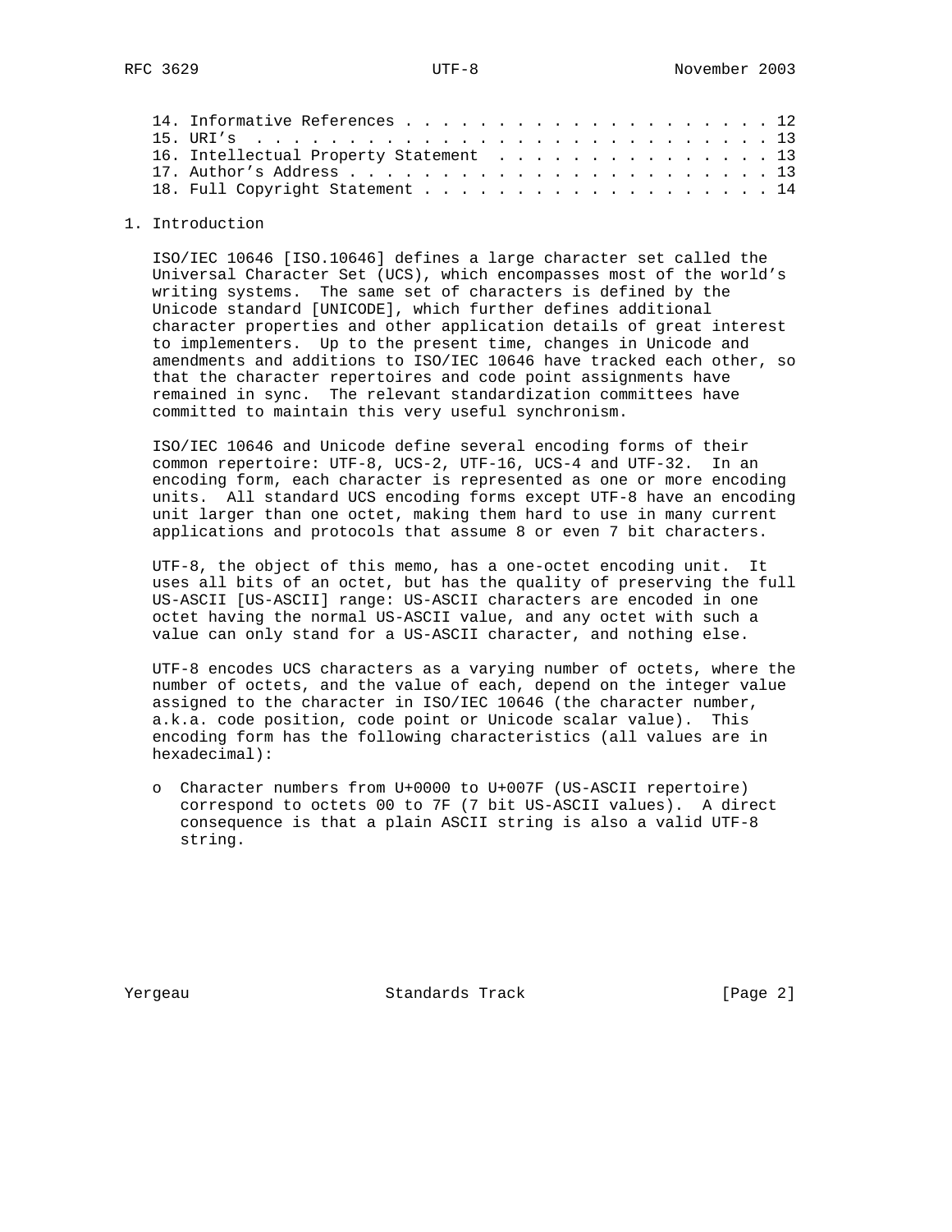14. Informative References . . . . . . . . . . . . . . . . . . . . . 12
15. URI's . . . . . . . . . . . . . . . . . . . . . . . . . . . . . 13
16. Intellectual Property Statement . . . . . . . . . . . . . . . . 13
17. Author's Address . . . . . . . . . . . . . . . . . . . . . . . . 13
18. Full Copyright Statement . . . . . . . . . . . . . . . . . . . . 14

## 1. Introduction

ISO/IEC 10646 [ISO.10646] defines a large character set called the Universal Character Set (UCS), which encompasses most of the world's writing systems. The same set of characters is defined by the Unicode standard [UNICODE], which further defines additional character properties and other application details of great interest to implementers. Up to the present time, changes in Unicode and amendments and additions to ISO/IEC 10646 have tracked each other, so that the character repertoires and code point assignments have remained in sync. The relevant standardization committees have committed to maintain this very useful synchronism.

ISO/IEC 10646 and Unicode define several encoding forms of their common repertoire: UTF-8, UCS-2, UTF-16, UCS-4 and UTF-32. In an encoding form, each character is represented as one or more encoding units. All standard UCS encoding forms except UTF-8 have an encoding unit larger than one octet, making them hard to use in many current applications and protocols that assume 8 or even 7 bit characters.

UTF-8, the object of this memo, has a one-octet encoding unit. It uses all bits of an octet, but has the quality of preserving the full US-ASCII [US-ASCII] range: US-ASCII characters are encoded in one octet having the normal US-ASCII value, and any octet with such a value can only stand for a US-ASCII character, and nothing else.

UTF-8 encodes UCS characters as a varying number of octets, where the number of octets, and the value of each, depend on the integer value assigned to the character in ISO/IEC 10646 (the character number, a.k.a. code position, code point or Unicode scalar value). This encoding form has the following characteristics (all values are in hexadecimal):

- Character numbers from U+0000 to U+007F (US-ASCII repertoire) correspond to octets 00 to 7F (7 bit US-ASCII values). A direct consequence is that a plain ASCII string is also a valid UTF-8 string.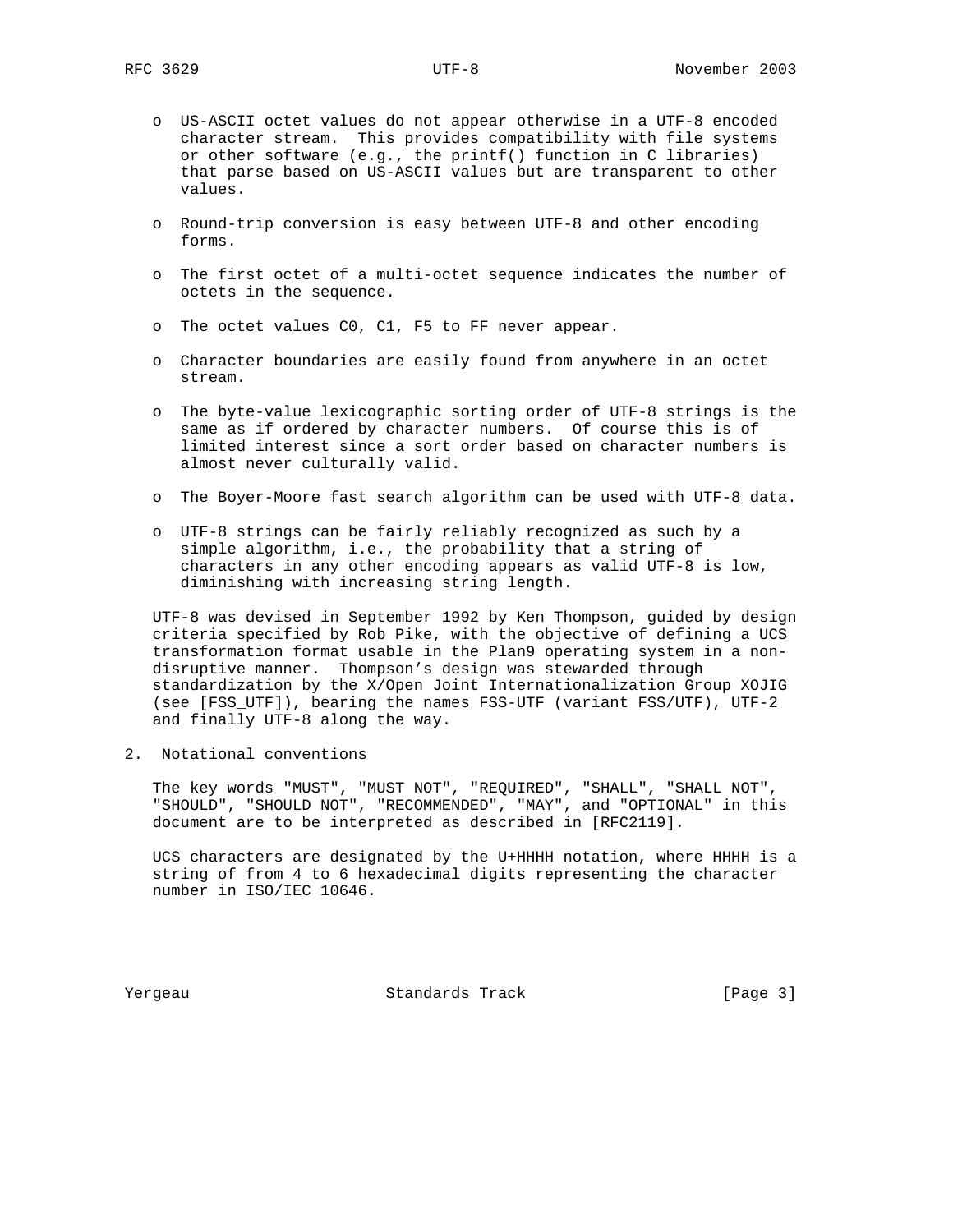- US-ASCII octet values do not appear otherwise in a UTF-8 encoded character stream. This provides compatibility with file systems or other software (e.g., the printf() function in C libraries) that parse based on US-ASCII values but are transparent to other values.

- Round-trip conversion is easy between UTF-8 and other encoding forms.

- The first octet of a multi-octet sequence indicates the number of octets in the sequence.

- The octet values C0, C1, F5 to FF never appear.

- Character boundaries are easily found from anywhere in an octet stream.

- The byte-value lexicographic sorting order of UTF-8 strings is the same as if ordered by character numbers. Of course this is of limited interest since a sort order based on character numbers is almost never culturally valid.

- The Boyer-Moore fast search algorithm can be used with UTF-8 data.

- UTF-8 strings can be fairly reliably recognized as such by a simple algorithm, i.e., the probability that a string of characters in any other encoding appears as valid UTF-8 is low, diminishing with increasing string length.

UTF-8 was devised in September 1992 by Ken Thompson, guided by design criteria specified by Rob Pike, with the objective of defining a UCS transformation format usable in the Plan9 operating system in a non-disruptive manner. Thompson's design was stewarded through standardization by the X/Open Joint Internationalization Group XOJIG (see [FSS_UTF]), bearing the names FSS-UTF (variant FSS/UTF), UTF-2 and finally UTF-8 along the way.

## 2. Notational conventions

The key words "MUST", "MUST NOT", "REQUIRED", "SHALL", "SHALL NOT", "SHOULD", "SHOULD NOT", "RECOMMENDED", "MAY", and "OPTIONAL" in this document are to be interpreted as described in [RFC2119].

UCS characters are designated by the U+HHHH notation, where HHHH is a string of from 4 to 6 hexadecimal digits representing the character number in ISO/IEC 10646.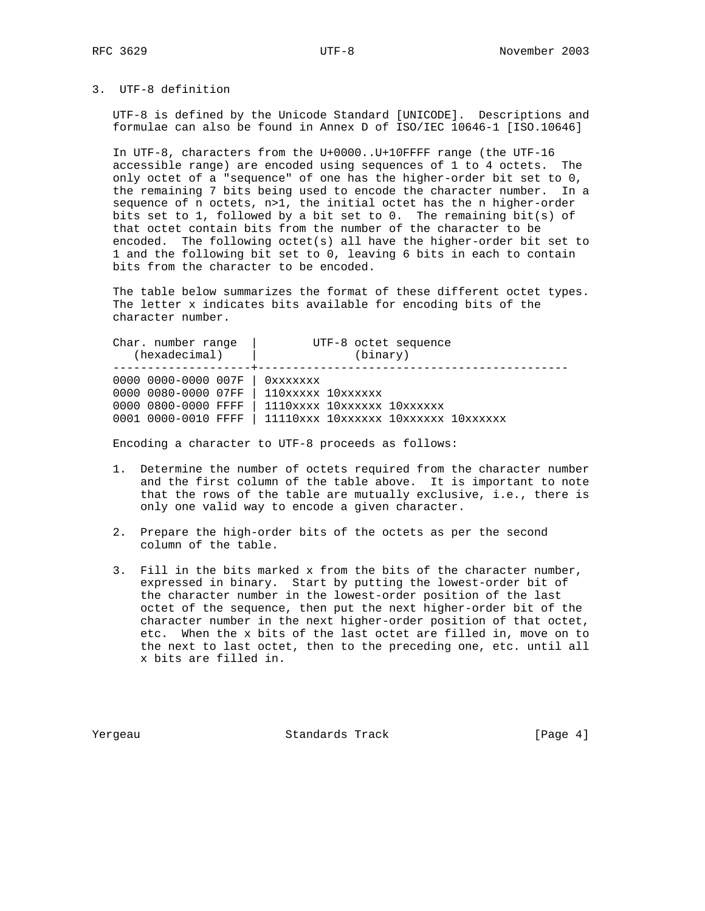## 3. UTF-8 definition

UTF-8 is defined by the Unicode Standard [UNICODE]. Descriptions and formulae can also be found in Annex D of ISO/IEC 10646-1 [ISO.10646]

In UTF-8, characters from the U+0000..U+10FFFF range (the UTF-16 accessible range) are encoded using sequences of 1 to 4 octets. The only octet of a "sequence" of one has the higher-order bit set to 0, the remaining 7 bits being used to encode the character number. In a sequence of n octets, n>1, the initial octet has the n higher-order bits set to 1, followed by a bit set to 0. The remaining bit(s) of that octet contain bits from the number of the character to be encoded. The following octet(s) all have the higher-order bit set to 1 and the following bit set to 0, leaving 6 bits in each to contain bits from the character to be encoded.

The table below summarizes the format of these different octet types. The letter x indicates bits available for encoding bits of the character number.

| Char. number range (hexadecimal) | UTF-8 octet sequence (binary) |
|---|---|
| 0000 0000-0000 007F | 0xxxxxxx |
| 0000 0080-0000 07FF | 110xxxxx 10xxxxxx |
| 0000 0800-0000 FFFF | 1110xxxx 10xxxxxx 10xxxxxx |
| 0001 0000-0010 FFFF | 11110xxx 10xxxxxx 10xxxxxx 10xxxxxx |

Encoding a character to UTF-8 proceeds as follows:

1. Determine the number of octets required from the character number and the first column of the table above. It is important to note that the rows of the table are mutually exclusive, i.e., there is only one valid way to encode a given character.

2. Prepare the high-order bits of the octets as per the second column of the table.

3. Fill in the bits marked x from the bits of the character number, expressed in binary. Start by putting the lowest-order bit of the character number in the lowest-order position of the last octet of the sequence, then put the next higher-order bit of the character number in the next higher-order position of that octet, etc. When the x bits of the last octet are filled in, move on to the next to last octet, then to the preceding one, etc. until all x bits are filled in.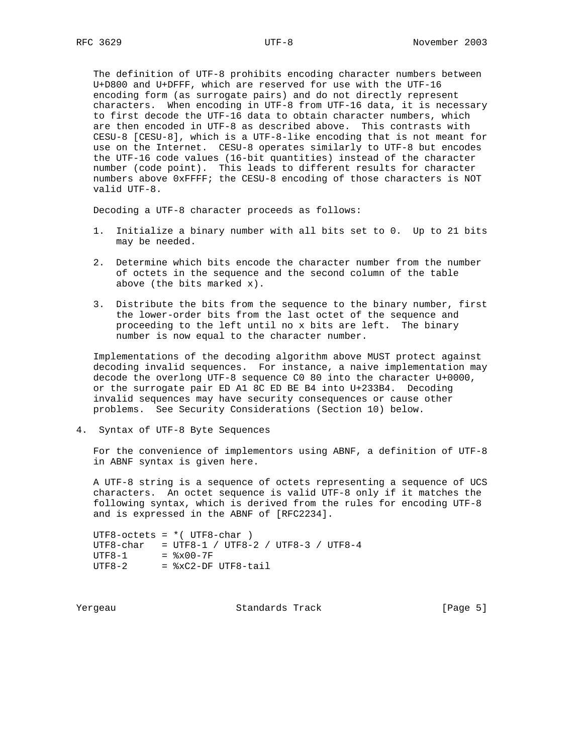The definition of UTF-8 prohibits encoding character numbers between U+D800 and U+DFFF, which are reserved for use with the UTF-16 encoding form (as surrogate pairs) and do not directly represent characters. When encoding in UTF-8 from UTF-16 data, it is necessary to first decode the UTF-16 data to obtain character numbers, which are then encoded in UTF-8 as described above. This contrasts with CESU-8 [CESU-8], which is a UTF-8-like encoding that is not meant for use on the Internet. CESU-8 operates similarly to UTF-8 but encodes the UTF-16 code values (16-bit quantities) instead of the character number (code point). This leads to different results for character numbers above 0xFFFF; the CESU-8 encoding of those characters is NOT valid UTF-8.

Decoding a UTF-8 character proceeds as follows:

1. Initialize a binary number with all bits set to 0. Up to 21 bits may be needed.

2. Determine which bits encode the character number from the number of octets in the sequence and the second column of the table above (the bits marked x).

3. Distribute the bits from the sequence to the binary number, first the lower-order bits from the last octet of the sequence and proceeding to the left until no x bits are left. The binary number is now equal to the character number.

Implementations of the decoding algorithm above MUST protect against decoding invalid sequences. For instance, a naive implementation may decode the overlong UTF-8 sequence C0 80 into the character U+0000, or the surrogate pair ED A1 8C ED BE B4 into U+233B4. Decoding invalid sequences may have security consequences or cause other problems. See Security Considerations (Section 10) below.

## 4. Syntax of UTF-8 Byte Sequences

For the convenience of implementors using ABNF, a definition of UTF-8 in ABNF syntax is given here.

A UTF-8 string is a sequence of octets representing a sequence of UCS characters. An octet sequence is valid UTF-8 only if it matches the following syntax, which is derived from the rules for encoding UTF-8 and is expressed in the ABNF of [RFC2234].

```
UTF8-octets = *( UTF8-char )
UTF8-char   = UTF8-1 / UTF8-2 / UTF8-3 / UTF8-4
UTF8-1      = %x00-7F
UTF8-2      = %xC2-DF UTF8-tail
```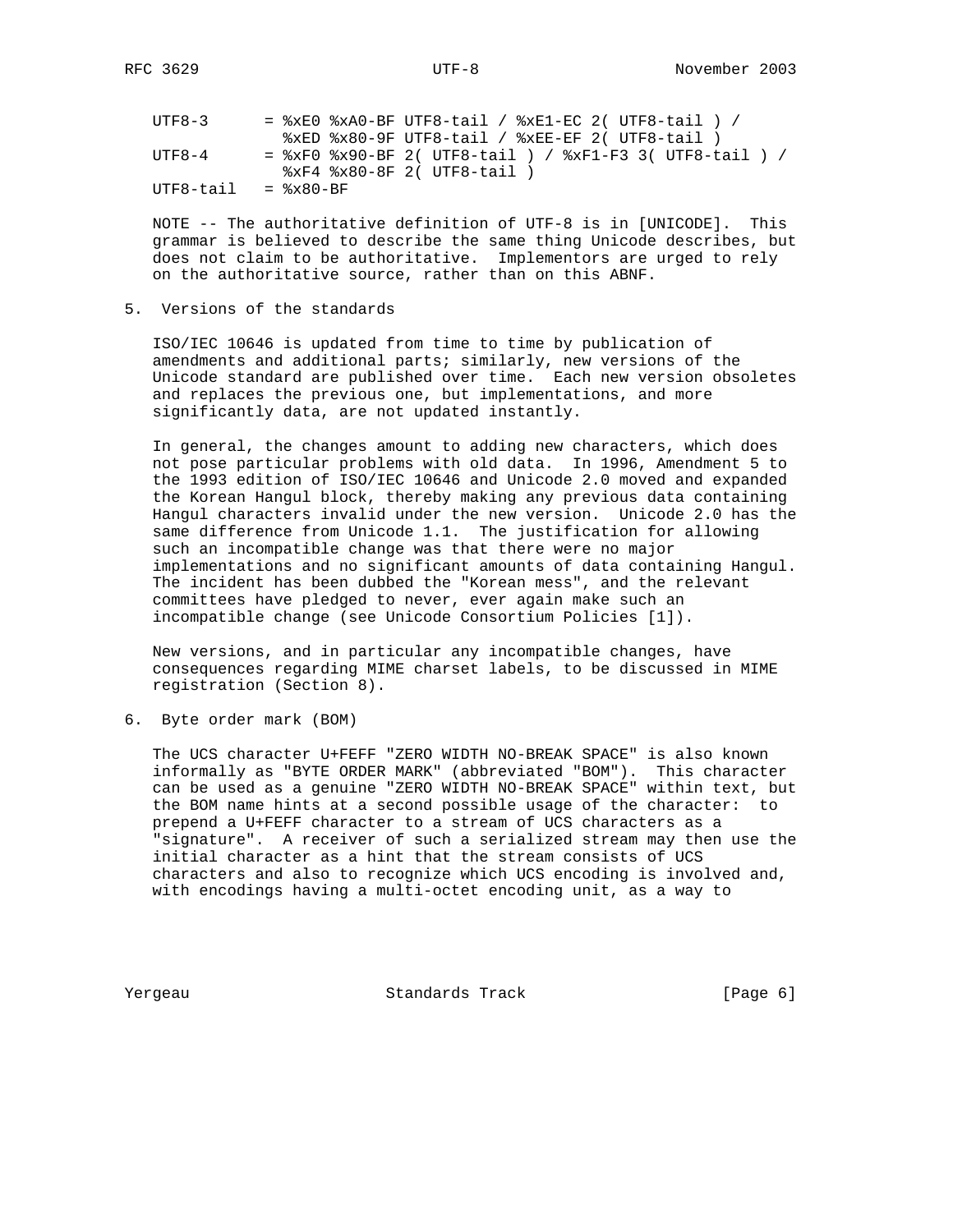```
UTF8-3      = %xE0 %xA0-BF UTF8-tail / %xE1-EC 2( UTF8-tail ) /
              %xED %x80-9F UTF8-tail / %xEE-EF 2( UTF8-tail )
UTF8-4      = %xF0 %x90-BF 2( UTF8-tail ) / %xF1-F3 3( UTF8-tail ) /
              %xF4 %x80-8F 2( UTF8-tail )
UTF8-tail   = %x80-BF
```

NOTE -- The authoritative definition of UTF-8 is in [UNICODE]. This grammar is believed to describe the same thing Unicode describes, but does not claim to be authoritative. Implementors are urged to rely on the authoritative source, rather than on this ABNF.

## 5. Versions of the standards

ISO/IEC 10646 is updated from time to time by publication of amendments and additional parts; similarly, new versions of the Unicode standard are published over time. Each new version obsoletes and replaces the previous one, but implementations, and more significantly data, are not updated instantly.

In general, the changes amount to adding new characters, which does not pose particular problems with old data. In 1996, Amendment 5 to the 1993 edition of ISO/IEC 10646 and Unicode 2.0 moved and expanded the Korean Hangul block, thereby making any previous data containing Hangul characters invalid under the new version. Unicode 2.0 has the same difference from Unicode 1.1. The justification for allowing such an incompatible change was that there were no major implementations and no significant amounts of data containing Hangul. The incident has been dubbed the "Korean mess", and the relevant committees have pledged to never, ever again make such an incompatible change (see Unicode Consortium Policies [1]).

New versions, and in particular any incompatible changes, have consequences regarding MIME charset labels, to be discussed in MIME registration (Section 8).

## 6. Byte order mark (BOM)

The UCS character U+FEFF "ZERO WIDTH NO-BREAK SPACE" is also known informally as "BYTE ORDER MARK" (abbreviated "BOM"). This character can be used as a genuine "ZERO WIDTH NO-BREAK SPACE" within text, but the BOM name hints at a second possible usage of the character: to prepend a U+FEFF character to a stream of UCS characters as a "signature". A receiver of such a serialized stream may then use the initial character as a hint that the stream consists of UCS characters and also to recognize which UCS encoding is involved and, with encodings having a multi-octet encoding unit, as a way to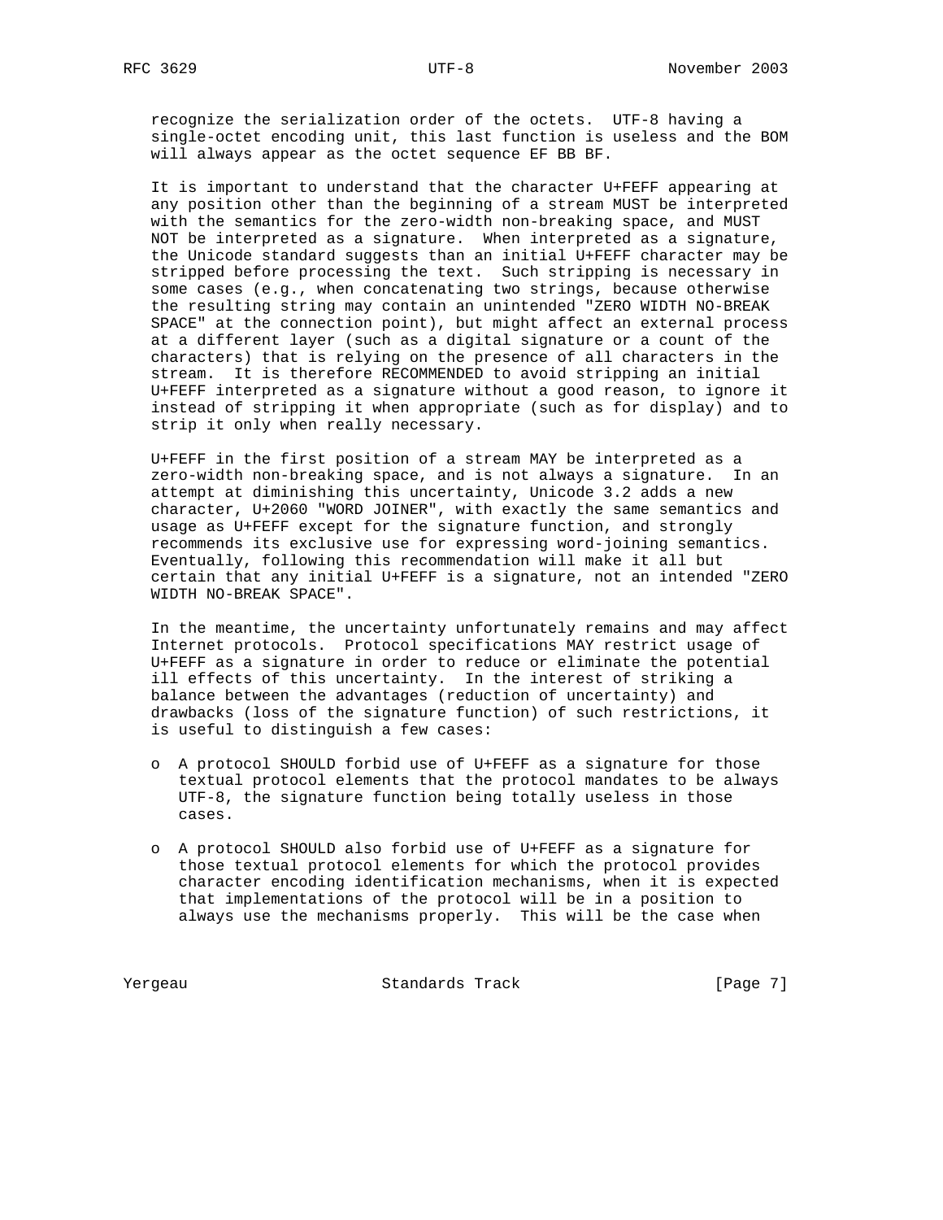recognize the serialization order of the octets. UTF-8 having a single-octet encoding unit, this last function is useless and the BOM will always appear as the octet sequence EF BB BF.

It is important to understand that the character U+FEFF appearing at any position other than the beginning of a stream MUST be interpreted with the semantics for the zero-width non-breaking space, and MUST NOT be interpreted as a signature. When interpreted as a signature, the Unicode standard suggests than an initial U+FEFF character may be stripped before processing the text. Such stripping is necessary in some cases (e.g., when concatenating two strings, because otherwise the resulting string may contain an unintended "ZERO WIDTH NO-BREAK SPACE" at the connection point), but might affect an external process at a different layer (such as a digital signature or a count of the characters) that is relying on the presence of all characters in the stream. It is therefore RECOMMENDED to avoid stripping an initial U+FEFF interpreted as a signature without a good reason, to ignore it instead of stripping it when appropriate (such as for display) and to strip it only when really necessary.

U+FEFF in the first position of a stream MAY be interpreted as a zero-width non-breaking space, and is not always a signature. In an attempt at diminishing this uncertainty, Unicode 3.2 adds a new character, U+2060 "WORD JOINER", with exactly the same semantics and usage as U+FEFF except for the signature function, and strongly recommends its exclusive use for expressing word-joining semantics. Eventually, following this recommendation will make it all but certain that any initial U+FEFF is a signature, not an intended "ZERO WIDTH NO-BREAK SPACE".

In the meantime, the uncertainty unfortunately remains and may affect Internet protocols. Protocol specifications MAY restrict usage of U+FEFF as a signature in order to reduce or eliminate the potential ill effects of this uncertainty. In the interest of striking a balance between the advantages (reduction of uncertainty) and drawbacks (loss of the signature function) of such restrictions, it is useful to distinguish a few cases:

- A protocol SHOULD forbid use of U+FEFF as a signature for those textual protocol elements that the protocol mandates to be always UTF-8, the signature function being totally useless in those cases.

- A protocol SHOULD also forbid use of U+FEFF as a signature for those textual protocol elements for which the protocol provides character encoding identification mechanisms, when it is expected that implementations of the protocol will be in a position to always use the mechanisms properly. This will be the case when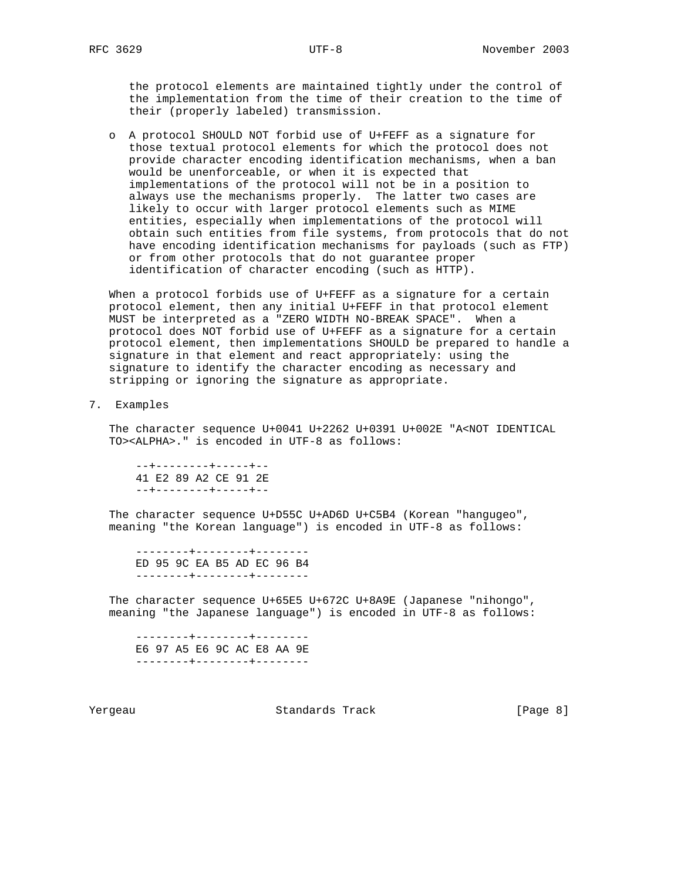the protocol elements are maintained tightly under the control of the implementation from the time of their creation to the time of their (properly labeled) transmission.

- A protocol SHOULD NOT forbid use of U+FEFF as a signature for those textual protocol elements for which the protocol does not provide character encoding identification mechanisms, when a ban would be unenforceable, or when it is expected that implementations of the protocol will not be in a position to always use the mechanisms properly. The latter two cases are likely to occur with larger protocol elements such as MIME entities, especially when implementations of the protocol will obtain such entities from file systems, from protocols that do not have encoding identification mechanisms for payloads (such as FTP) or from other protocols that do not guarantee proper identification of character encoding (such as HTTP).

When a protocol forbids use of U+FEFF as a signature for a certain protocol element, then any initial U+FEFF in that protocol element MUST be interpreted as a "ZERO WIDTH NO-BREAK SPACE". When a protocol does NOT forbid use of U+FEFF as a signature for a certain protocol element, then implementations SHOULD be prepared to handle a signature in that element and react appropriately: using the signature to identify the character encoding as necessary and stripping or ignoring the signature as appropriate.

## 7. Examples

The character sequence U+0041 U+2262 U+0391 U+002E "A<NOT IDENTICAL TO><ALPHA>." is encoded in UTF-8 as follows:

```
--+--------+-----+--
41 E2 89 A2 CE 91 2E
--+--------+-----+--
```

The character sequence U+D55C U+AD6D U+C5B4 (Korean "hangugeo", meaning "the Korean language") is encoded in UTF-8 as follows:

```
--------+--------+--------
ED 95 9C EA B5 AD EC 96 B4
--------+--------+--------
```

The character sequence U+65E5 U+672C U+8A9E (Japanese "nihongo", meaning "the Japanese language") is encoded in UTF-8 as follows:

```
--------+--------+--------
E6 97 A5 E6 9C AC E8 AA 9E
--------+--------+--------
```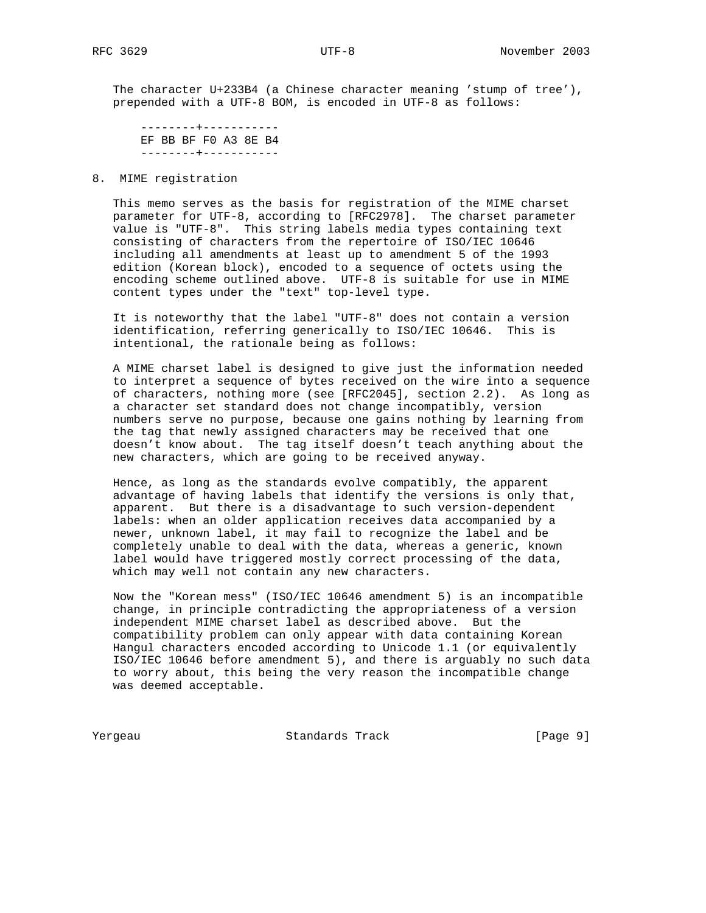The character U+233B4 (a Chinese character meaning 'stump of tree'), prepended with a UTF-8 BOM, is encoded in UTF-8 as follows:

```
--------+-----------
EF BB BF F0 A3 8E B4
--------+-----------
```

## 8. MIME registration

This memo serves as the basis for registration of the MIME charset parameter for UTF-8, according to [RFC2978]. The charset parameter value is "UTF-8". This string labels media types containing text consisting of characters from the repertoire of ISO/IEC 10646 including all amendments at least up to amendment 5 of the 1993 edition (Korean block), encoded to a sequence of octets using the encoding scheme outlined above. UTF-8 is suitable for use in MIME content types under the "text" top-level type.

It is noteworthy that the label "UTF-8" does not contain a version identification, referring generically to ISO/IEC 10646. This is intentional, the rationale being as follows:

A MIME charset label is designed to give just the information needed to interpret a sequence of bytes received on the wire into a sequence of characters, nothing more (see [RFC2045], section 2.2). As long as a character set standard does not change incompatibly, version numbers serve no purpose, because one gains nothing by learning from the tag that newly assigned characters may be received that one doesn't know about. The tag itself doesn't teach anything about the new characters, which are going to be received anyway.

Hence, as long as the standards evolve compatibly, the apparent advantage of having labels that identify the versions is only that, apparent. But there is a disadvantage to such version-dependent labels: when an older application receives data accompanied by a newer, unknown label, it may fail to recognize the label and be completely unable to deal with the data, whereas a generic, known label would have triggered mostly correct processing of the data, which may well not contain any new characters.

Now the "Korean mess" (ISO/IEC 10646 amendment 5) is an incompatible change, in principle contradicting the appropriateness of a version independent MIME charset label as described above. But the compatibility problem can only appear with data containing Korean Hangul characters encoded according to Unicode 1.1 (or equivalently ISO/IEC 10646 before amendment 5), and there is arguably no such data to worry about, this being the very reason the incompatible change was deemed acceptable.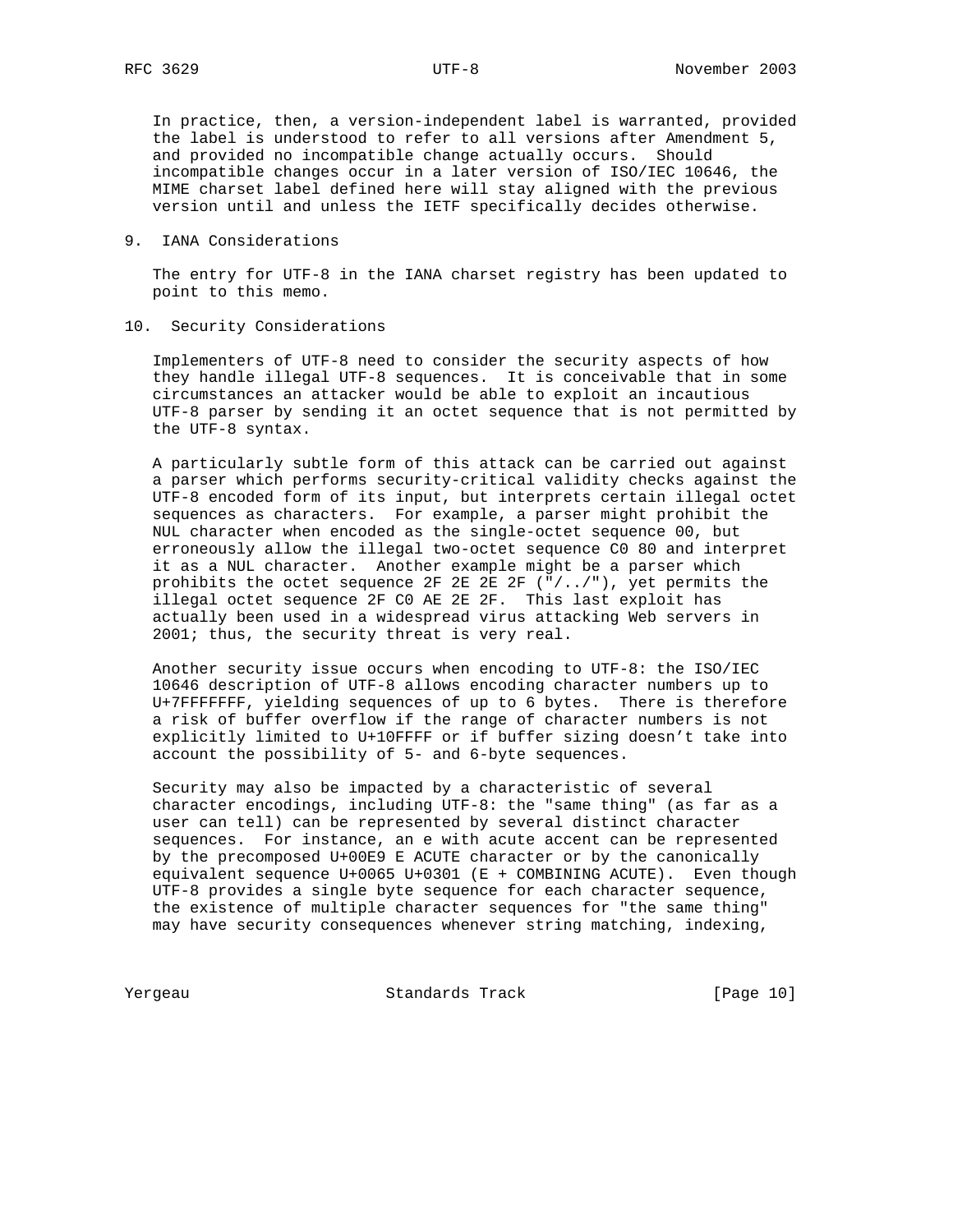In practice, then, a version-independent label is warranted, provided the label is understood to refer to all versions after Amendment 5, and provided no incompatible change actually occurs. Should incompatible changes occur in a later version of ISO/IEC 10646, the MIME charset label defined here will stay aligned with the previous version until and unless the IETF specifically decides otherwise.

## 9. IANA Considerations

The entry for UTF-8 in the IANA charset registry has been updated to point to this memo.

## 10. Security Considerations

Implementers of UTF-8 need to consider the security aspects of how they handle illegal UTF-8 sequences. It is conceivable that in some circumstances an attacker would be able to exploit an incautious UTF-8 parser by sending it an octet sequence that is not permitted by the UTF-8 syntax.

A particularly subtle form of this attack can be carried out against a parser which performs security-critical validity checks against the UTF-8 encoded form of its input, but interprets certain illegal octet sequences as characters. For example, a parser might prohibit the NUL character when encoded as the single-octet sequence 00, but erroneously allow the illegal two-octet sequence C0 80 and interpret it as a NUL character. Another example might be a parser which prohibits the octet sequence 2F 2E 2E 2F ("/../"), yet permits the illegal octet sequence 2F C0 AE 2E 2F. This last exploit has actually been used in a widespread virus attacking Web servers in 2001; thus, the security threat is very real.

Another security issue occurs when encoding to UTF-8: the ISO/IEC 10646 description of UTF-8 allows encoding character numbers up to U+7FFFFFFF, yielding sequences of up to 6 bytes. There is therefore a risk of buffer overflow if the range of character numbers is not explicitly limited to U+10FFFF or if buffer sizing doesn't take into account the possibility of 5- and 6-byte sequences.

Security may also be impacted by a characteristic of several character encodings, including UTF-8: the "same thing" (as far as a user can tell) can be represented by several distinct character sequences. For instance, an e with acute accent can be represented by the precomposed U+00E9 E ACUTE character or by the canonically equivalent sequence U+0065 U+0301 (E + COMBINING ACUTE). Even though UTF-8 provides a single byte sequence for each character sequence, the existence of multiple character sequences for "the same thing" may have security consequences whenever string matching, indexing,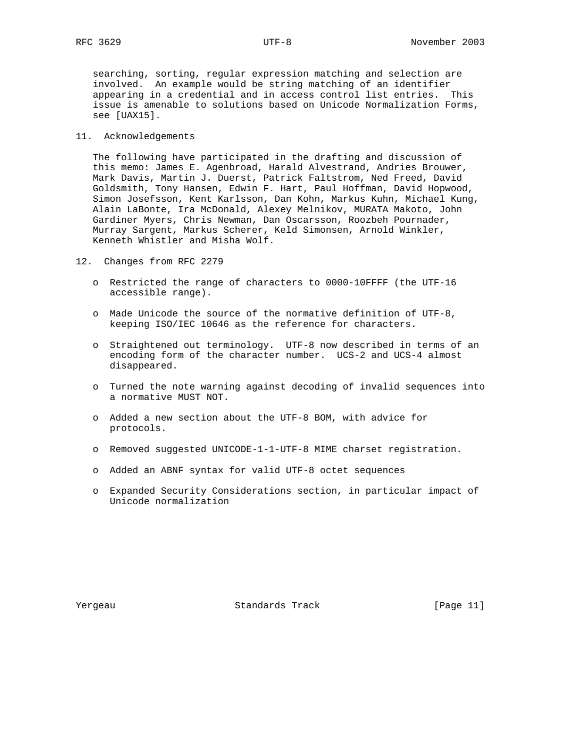searching, sorting, regular expression matching and selection are involved. An example would be string matching of an identifier appearing in a credential and in access control list entries. This issue is amenable to solutions based on Unicode Normalization Forms, see [UAX15].

## 11. Acknowledgements

The following have participated in the drafting and discussion of this memo: James E. Agenbroad, Harald Alvestrand, Andries Brouwer, Mark Davis, Martin J. Duerst, Patrick Faltstrom, Ned Freed, David Goldsmith, Tony Hansen, Edwin F. Hart, Paul Hoffman, David Hopwood, Simon Josefsson, Kent Karlsson, Dan Kohn, Markus Kuhn, Michael Kung, Alain LaBonte, Ira McDonald, Alexey Melnikov, MURATA Makoto, John Gardiner Myers, Chris Newman, Dan Oscarsson, Roozbeh Pournader, Murray Sargent, Markus Scherer, Keld Simonsen, Arnold Winkler, Kenneth Whistler and Misha Wolf.

## 12. Changes from RFC 2279

- Restricted the range of characters to 0000-10FFFF (the UTF-16 accessible range).
- Made Unicode the source of the normative definition of UTF-8, keeping ISO/IEC 10646 as the reference for characters.
- Straightened out terminology. UTF-8 now described in terms of an encoding form of the character number. UCS-2 and UCS-4 almost disappeared.
- Turned the note warning against decoding of invalid sequences into a normative MUST NOT.
- Added a new section about the UTF-8 BOM, with advice for protocols.
- Removed suggested UNICODE-1-1-UTF-8 MIME charset registration.
- Added an ABNF syntax for valid UTF-8 octet sequences
- Expanded Security Considerations section, in particular impact of Unicode normalization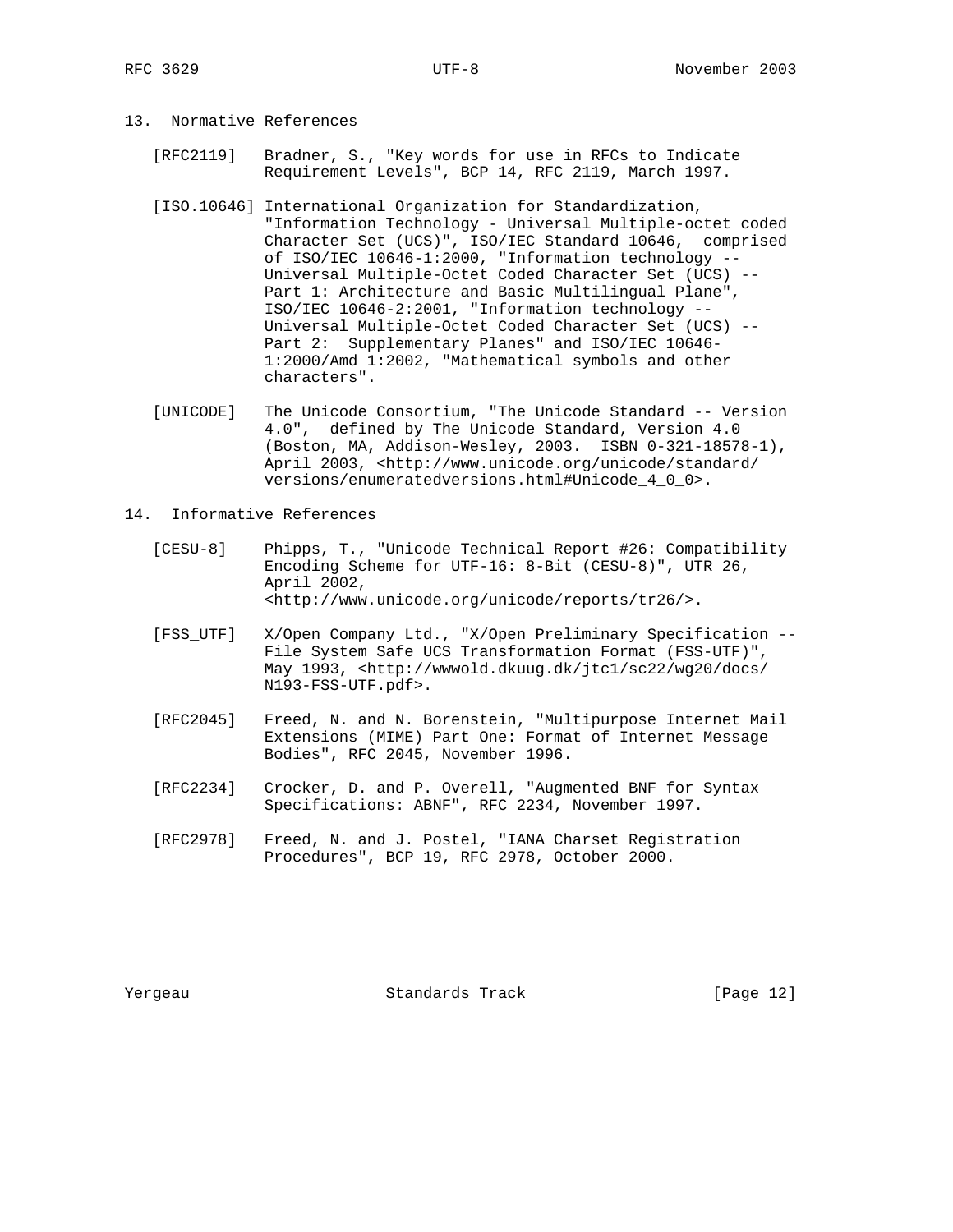## 13. Normative References

[RFC2119] Bradner, S., "Key words for use in RFCs to Indicate Requirement Levels", BCP 14, RFC 2119, March 1997.

[ISO.10646] International Organization for Standardization, "Information Technology - Universal Multiple-octet coded Character Set (UCS)", ISO/IEC Standard 10646, comprised of ISO/IEC 10646-1:2000, "Information technology -- Universal Multiple-Octet Coded Character Set (UCS) -- Part 1: Architecture and Basic Multilingual Plane", ISO/IEC 10646-2:2001, "Information technology -- Universal Multiple-Octet Coded Character Set (UCS) -- Part 2: Supplementary Planes" and ISO/IEC 10646-1:2000/Amd 1:2002, "Mathematical symbols and other characters".

[UNICODE] The Unicode Consortium, "The Unicode Standard -- Version 4.0", defined by The Unicode Standard, Version 4.0 (Boston, MA, Addison-Wesley, 2003. ISBN 0-321-18578-1), April 2003, <http://www.unicode.org/unicode/standard/versions/enumeratedversions.html#Unicode_4_0_0>.

## 14. Informative References

[CESU-8] Phipps, T., "Unicode Technical Report #26: Compatibility Encoding Scheme for UTF-16: 8-Bit (CESU-8)", UTR 26, April 2002, <http://www.unicode.org/unicode/reports/tr26/>.

[FSS_UTF] X/Open Company Ltd., "X/Open Preliminary Specification -- File System Safe UCS Transformation Format (FSS-UTF)", May 1993, <http://wwwold.dkuug.dk/jtc1/sc22/wg20/docs/N193-FSS-UTF.pdf>.

[RFC2045] Freed, N. and N. Borenstein, "Multipurpose Internet Mail Extensions (MIME) Part One: Format of Internet Message Bodies", RFC 2045, November 1996.

[RFC2234] Crocker, D. and P. Overell, "Augmented BNF for Syntax Specifications: ABNF", RFC 2234, November 1997.

[RFC2978] Freed, N. and J. Postel, "IANA Charset Registration Procedures", BCP 19, RFC 2978, October 2000.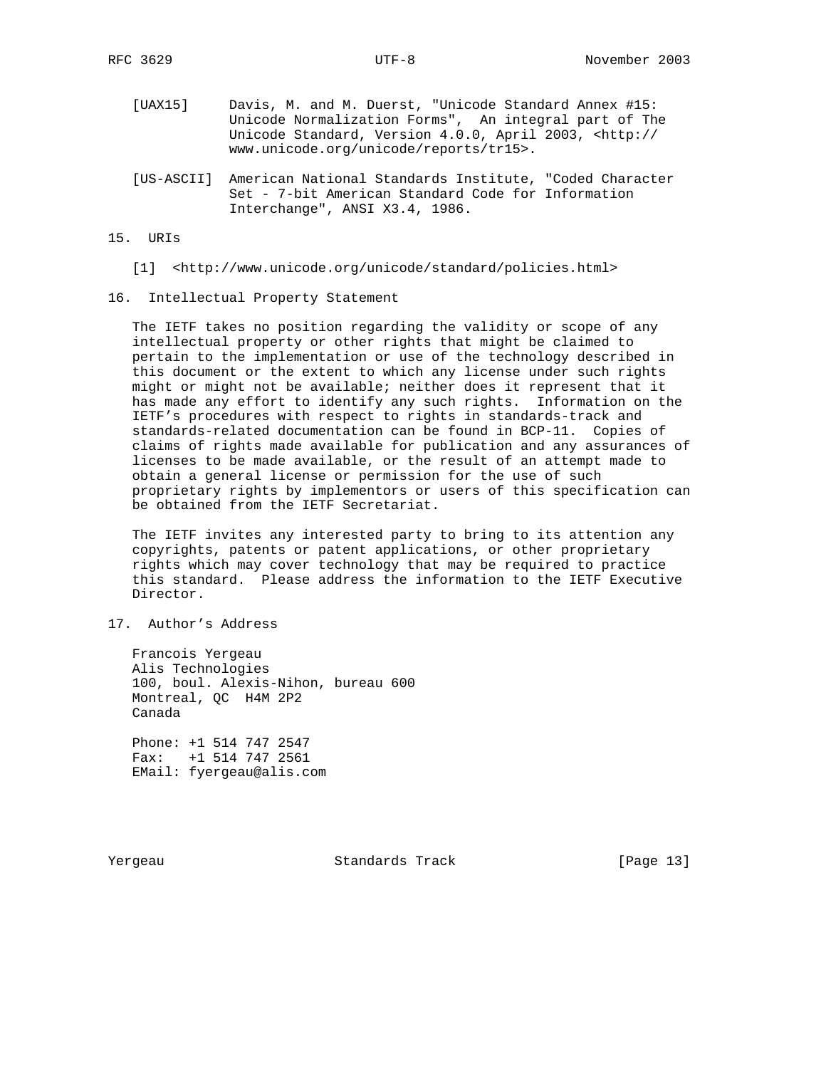[UAX15] Davis, M. and M. Duerst, "Unicode Standard Annex #15: Unicode Normalization Forms", An integral part of The Unicode Standard, Version 4.0.0, April 2003, <http://www.unicode.org/unicode/reports/tr15>.

[US-ASCII] American National Standards Institute, "Coded Character Set - 7-bit American Standard Code for Information Interchange", ANSI X3.4, 1986.

## 15. URIs

[1] <http://www.unicode.org/unicode/standard/policies.html>

## 16. Intellectual Property Statement

The IETF takes no position regarding the validity or scope of any intellectual property or other rights that might be claimed to pertain to the implementation or use of the technology described in this document or the extent to which any license under such rights might or might not be available; neither does it represent that it has made any effort to identify any such rights. Information on the IETF's procedures with respect to rights in standards-track and standards-related documentation can be found in BCP-11. Copies of claims of rights made available for publication and any assurances of licenses to be made available, or the result of an attempt made to obtain a general license or permission for the use of such proprietary rights by implementors or users of this specification can be obtained from the IETF Secretariat.

The IETF invites any interested party to bring to its attention any copyrights, patents or patent applications, or other proprietary rights which may cover technology that may be required to practice this standard. Please address the information to the IETF Executive Director.

## 17. Author's Address

Francois Yergeau
Alis Technologies
100, boul. Alexis-Nihon, bureau 600
Montreal, QC H4M 2P2
Canada

Phone: +1 514 747 2547
Fax: +1 514 747 2561
EMail: fyergeau@alis.com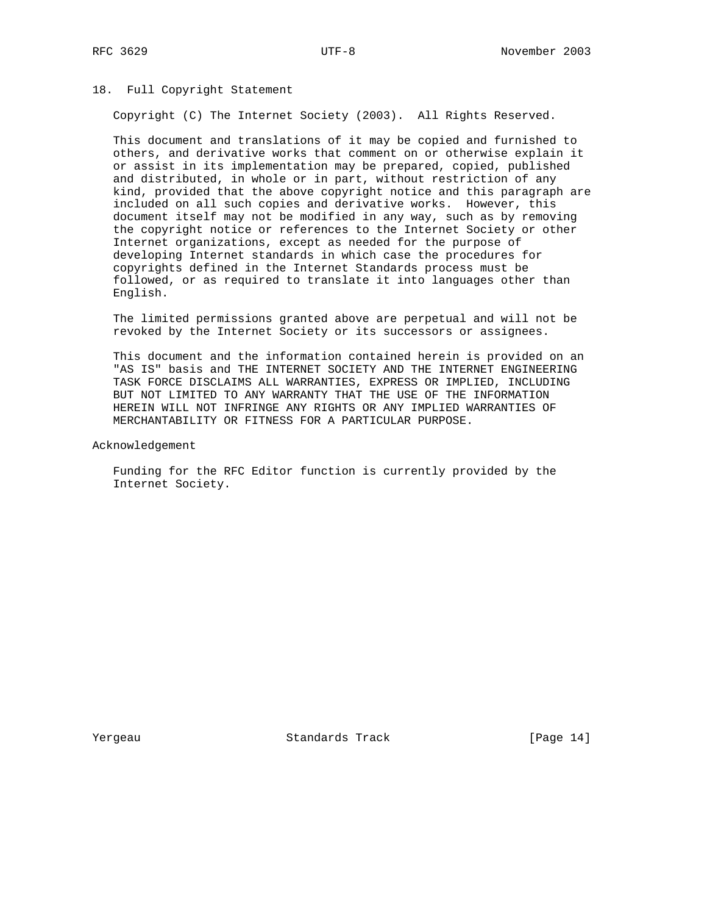## 18. Full Copyright Statement

Copyright (C) The Internet Society (2003). All Rights Reserved.

This document and translations of it may be copied and furnished to others, and derivative works that comment on or otherwise explain it or assist in its implementation may be prepared, copied, published and distributed, in whole or in part, without restriction of any kind, provided that the above copyright notice and this paragraph are included on all such copies and derivative works. However, this document itself may not be modified in any way, such as by removing the copyright notice or references to the Internet Society or other Internet organizations, except as needed for the purpose of developing Internet standards in which case the procedures for copyrights defined in the Internet Standards process must be followed, or as required to translate it into languages other than English.

The limited permissions granted above are perpetual and will not be revoked by the Internet Society or its successors or assignees.

This document and the information contained herein is provided on an "AS IS" basis and THE INTERNET SOCIETY AND THE INTERNET ENGINEERING TASK FORCE DISCLAIMS ALL WARRANTIES, EXPRESS OR IMPLIED, INCLUDING BUT NOT LIMITED TO ANY WARRANTY THAT THE USE OF THE INFORMATION HEREIN WILL NOT INFRINGE ANY RIGHTS OR ANY IMPLIED WARRANTIES OF MERCHANTABILITY OR FITNESS FOR A PARTICULAR PURPOSE.

## Acknowledgement

Funding for the RFC Editor function is currently provided by the Internet Society.